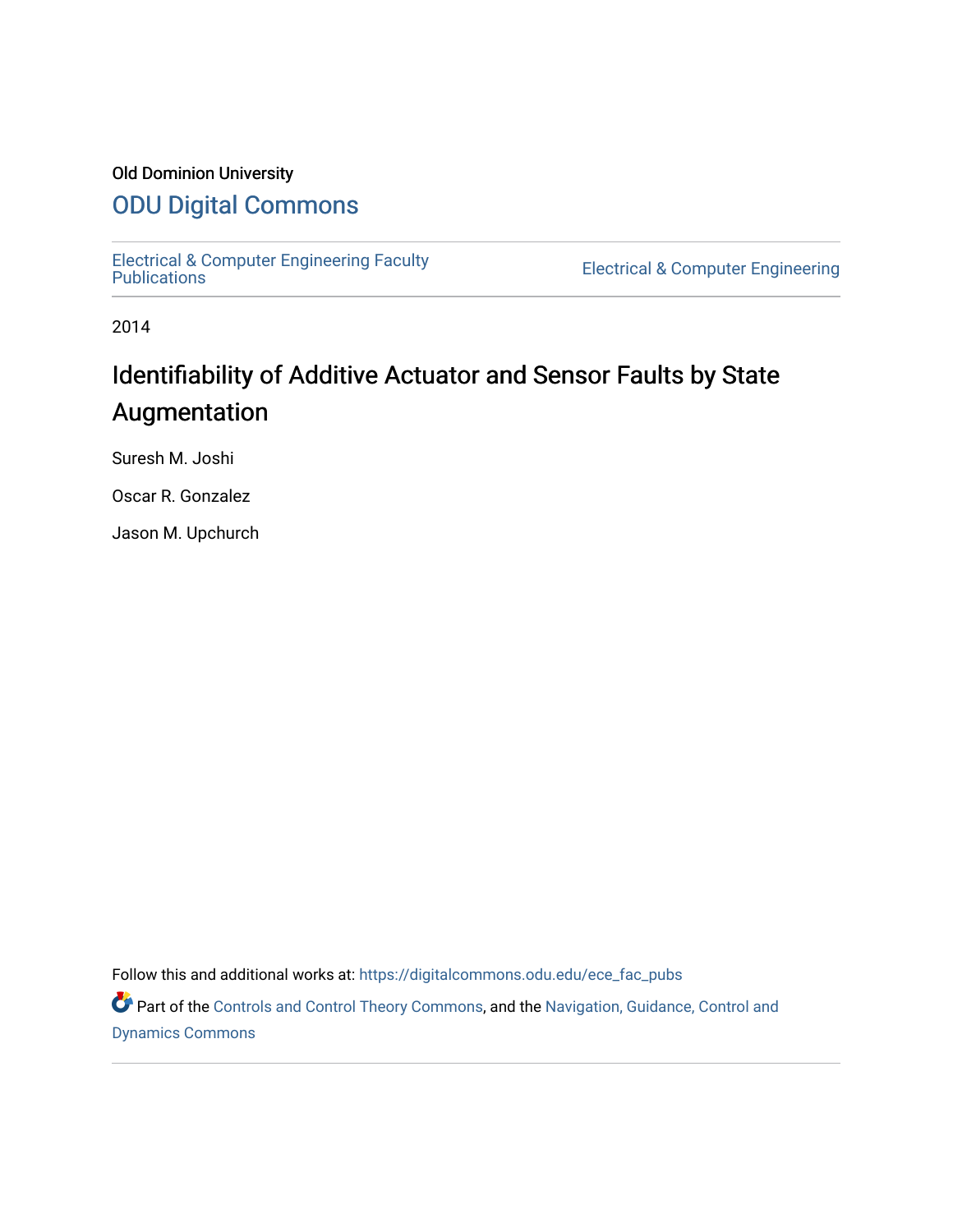Old Dominion University

# ODU Digital Commons

Electrical & Computer Engineering Faculty Publications

Electrical & Computer Engineering

2014

## Identifiability of Additive Actuator and Sensor Faults by State Augmentation

Suresh M. Joshi

Oscar R. Gonzalez

Jason M. Upchurch

Follow this and additional works at: https://digitalcommons.odu.edu/ece_fac_pubs

Part of the Controls and Control Theory Commons, and the Navigation, Guidance, Control and Dynamics Commons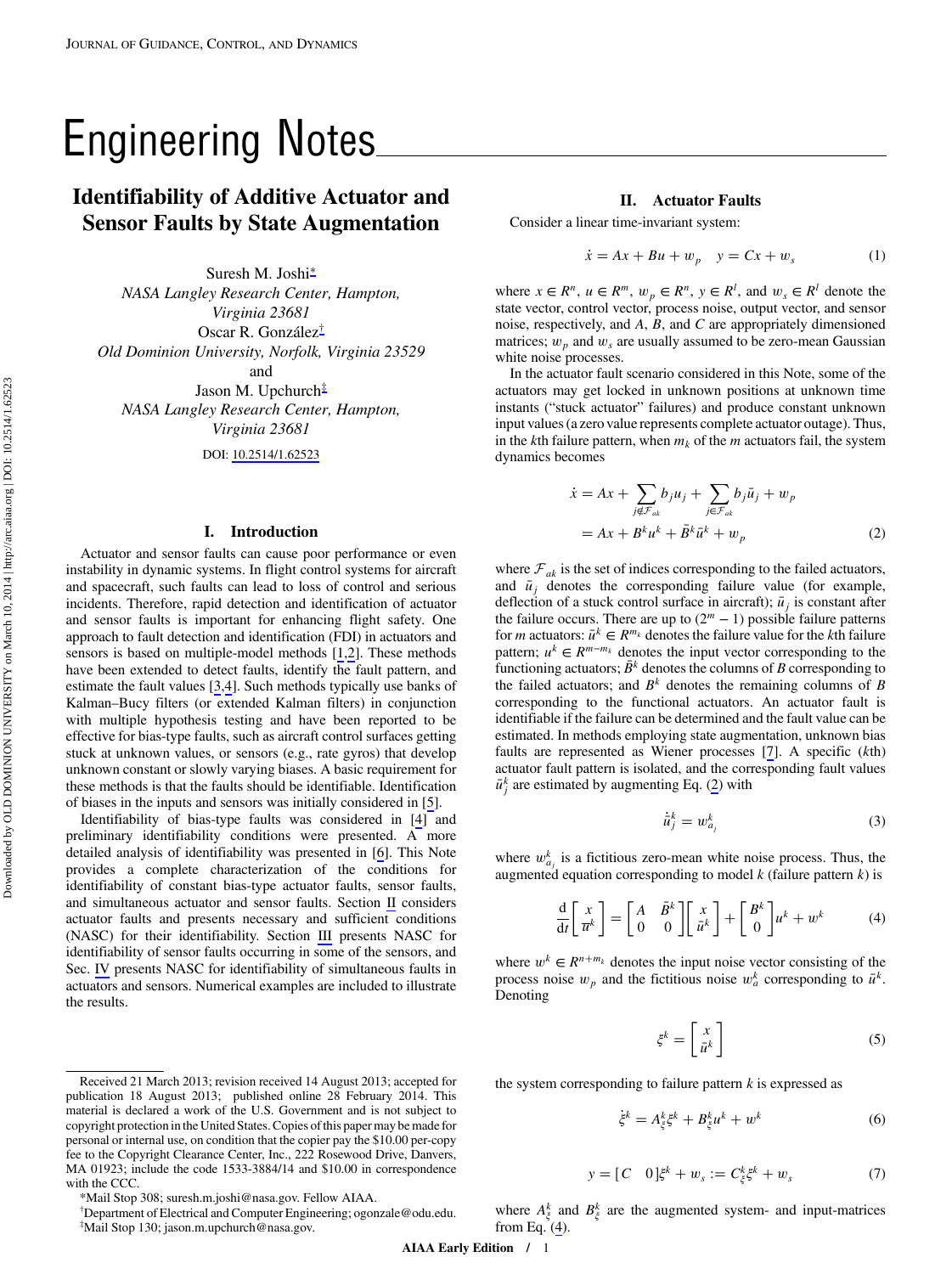# Engineering Notes

## Identifiability of Additive Actuator and Sensor Faults by State Augmentation

Suresh M. Joshi*
*NASA Langley Research Center, Hampton, Virginia 23681*
Oscar R. González†
*Old Dominion University, Norfolk, Virginia 23529*
and
Jason M. Upchurch‡
*NASA Langley Research Center, Hampton, Virginia 23681*

DOI: 10.2514/1.62523

### I. Introduction

Actuator and sensor faults can cause poor performance or even instability in dynamic systems. In flight control systems for aircraft and spacecraft, such faults can lead to loss of control and serious incidents. Therefore, rapid detection and identification of actuator and sensor faults is important for enhancing flight safety. One approach to fault detection and identification (FDI) in actuators and sensors is based on multiple-model methods [1,2]. These methods have been extended to detect faults, identify the fault pattern, and estimate the fault values [3,4]. Such methods typically use banks of Kalman–Bucy filters (or extended Kalman filters) in conjunction with multiple hypothesis testing and have been reported to be effective for bias-type faults, such as aircraft control surfaces getting stuck at unknown values, or sensors (e.g., rate gyros) that develop unknown constant or slowly varying biases. A basic requirement for these methods is that the faults should be identifiable. Identification of biases in the inputs and sensors was initially considered in [5].

Identifiability of bias-type faults was considered in [4] and preliminary identifiability conditions were presented. A more detailed analysis of identifiability was presented in [6]. This Note provides a complete characterization of the conditions for identifiability of constant bias-type actuator faults, sensor faults, and simultaneous actuator and sensor faults. Section II considers actuator faults and presents necessary and sufficient conditions (NASC) for their identifiability. Section III presents NASC for identifiability of sensor faults occurring in some of the sensors, and Sec. IV presents NASC for identifiability of simultaneous faults in actuators and sensors. Numerical examples are included to illustrate the results.

### II. Actuator Faults

Consider a linear time-invariant system:

$$\dot{x} = Ax + Bu + w_p \quad y = Cx + w_s \tag{1}$$

where $x \in R^n$, $u \in R^m$, $w_p \in R^n$, $y \in R^l$, and $w_s \in R^l$ denote the state vector, control vector, process noise, output vector, and sensor noise, respectively, and $A$, $B$, and $C$ are appropriately dimensioned matrices; $w_p$ and $w_s$ are usually assumed to be zero-mean Gaussian white noise processes.

In the actuator fault scenario considered in this Note, some of the actuators may get locked in unknown positions at unknown time instants ("stuck actuator" failures) and produce constant unknown input values (a zero value represents complete actuator outage). Thus, in the $k$th failure pattern, when $m_k$ of the $m$ actuators fail, the system dynamics becomes

$$\begin{aligned}\dot{x} &= Ax + \sum_{j \notin \mathcal{F}_{ak}} b_j u_j + \sum_{j \in \mathcal{F}_{ak}} b_j \bar{u}_j + w_p \\ &= Ax + B^k u^k + \bar{B}^k \bar{u}^k + w_p\end{aligned} \tag{2}$$

where $\mathcal{F}_{ak}$ is the set of indices corresponding to the failed actuators, and $\bar{u}_j$ denotes the corresponding failure value (for example, deflection of a stuck control surface in aircraft); $\bar{u}_j$ is constant after the failure occurs. There are up to $(2^m - 1)$ possible failure patterns for $m$ actuators: $\bar{u}^k \in R^{m_k}$ denotes the failure value for the $k$th failure pattern; $u^k \in R^{m-m_k}$ denotes the input vector corresponding to the functioning actuators; $\bar{B}^k$ denotes the columns of $B$ corresponding to the failed actuators; and $B^k$ denotes the remaining columns of $B$ corresponding to the functional actuators. An actuator fault is identifiable if the failure can be determined and the fault value can be estimated. In methods employing state augmentation, unknown bias faults are represented as Wiener processes [7]. A specific ($k$th) actuator fault pattern is isolated, and the corresponding fault values $\bar{u}^k_j$ are estimated by augmenting Eq. (2) with

$$\dot{\bar{u}}^k_j = w^k_{a_j} \tag{3}$$

where $w^k_{a_j}$ is a fictitious zero-mean white noise process. Thus, the augmented equation corresponding to model $k$ (failure pattern $k$) is

$$\frac{d}{dt}\begin{bmatrix} x \\ \bar{u}^k \end{bmatrix} = \begin{bmatrix} A & \bar{B}^k \\ 0 & 0 \end{bmatrix}\begin{bmatrix} x \\ \bar{u}^k \end{bmatrix} + \begin{bmatrix} B^k \\ 0 \end{bmatrix} u^k + w^k \tag{4}$$

where $w^k \in R^{n+m_k}$ denotes the input noise vector consisting of the process noise $w_p$ and the fictitious noise $w^k_a$ corresponding to $\bar{u}^k$. Denoting

$$\xi^k = \begin{bmatrix} x \\ \bar{u}^k \end{bmatrix} \tag{5}$$

the system corresponding to failure pattern $k$ is expressed as

$$\dot{\xi}^k = A^k_\xi \xi^k + B^k_\xi u^k + w^k \tag{6}$$

$$y = [C \quad 0]\xi^k + w_s := C^k_\xi \xi^k + w_s \tag{7}$$

where $A^k_\xi$ and $B^k_\xi$ are the augmented system- and input-matrices from Eq. (4).

---

Received 21 March 2013; revision received 14 August 2013; accepted for publication 18 August 2013; published online 28 February 2014. This material is declared a work of the U.S. Government and is not subject to copyright protection in the United States. Copies of this paper may be made for personal or internal use, on condition that the copier pay the $10.00 per-copy fee to the Copyright Clearance Center, Inc., 222 Rosewood Drive, Danvers, MA 01923; include the code 1533-3884/14 and $10.00 in correspondence with the CCC.

*Mail Stop 308; suresh.m.joshi@nasa.gov. Fellow AIAA.

†Department of Electrical and Computer Engineering; ogonzale@odu.edu.

‡Mail Stop 130; jason.m.upchurch@nasa.gov.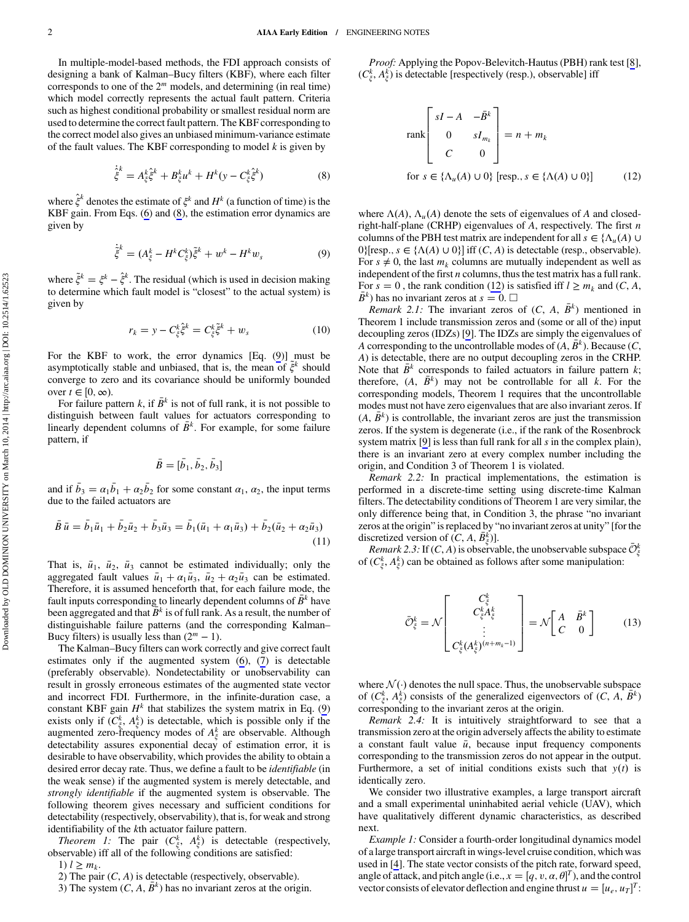In multiple-model-based methods, the FDI approach consists of designing a bank of Kalman–Bucy filters (KBF), where each filter corresponds to one of the $2^m$ models, and determining (in real time) which model correctly represents the actual fault pattern. Criteria such as highest conditional probability or smallest residual norm are used to determine the correct fault pattern. The KBF corresponding to the correct model also gives an unbiased minimum-variance estimate of the fault values. The KBF corresponding to model $k$ is given by

$$\dot{\hat{\xi}}^k = A_\xi^k \hat{\xi}^k + B_\xi^k u^k + H^k(y - C_\xi^k \hat{\xi}^k) \tag{8}$$

where $\hat{\xi}^k$ denotes the estimate of $\xi^k$ and $H^k$ (a function of time) is the KBF gain. From Eqs. (6) and (8), the estimation error dynamics are given by

$$\dot{\tilde{\xi}}^k = (A_\xi^k - H^k C_\xi^k)\tilde{\xi}^k + w^k - H^k w_s \tag{9}$$

where $\tilde{\xi}^k = \xi^k - \hat{\xi}^k$. The residual (which is used in decision making to determine which fault model is "closest" to the actual system) is given by

$$r_k = y - C_\xi^k \hat{\xi}^k = C_\xi^k \tilde{\xi}^k + w_s \tag{10}$$

For the KBF to work, the error dynamics [Eq. (9)] must be asymptotically stable and unbiased, that is, the mean of $\tilde{\xi}^k$ should converge to zero and its covariance should be uniformly bounded over $t \in [0, \infty)$.

For failure pattern $k$, if $\bar{B}^k$ is not of full rank, it is not possible to distinguish between fault values for actuators corresponding to linearly dependent columns of $\bar{B}^k$. For example, for some failure pattern, if

$$\bar{B} = [\bar{b}_1, \bar{b}_2, \bar{b}_3]$$

and if $\bar{b}_3 = \alpha_1 \bar{b}_1 + \alpha_2 \bar{b}_2$ for some constant $\alpha_1$, $\alpha_2$, the input terms due to the failed actuators are

$$\bar{B}\,\bar{u} = \bar{b}_1\bar{u}_1 + \bar{b}_2\bar{u}_2 + \bar{b}_3\bar{u}_3 = \bar{b}_1(\bar{u}_1 + \alpha_1\bar{u}_3) + \bar{b}_2(\bar{u}_2 + \alpha_2\bar{u}_3) \tag{11}$$

That is, $\bar{u}_1$, $\bar{u}_2$, $\bar{u}_3$ cannot be estimated individually; only the aggregated fault values $\bar{u}_1 + \alpha_1\bar{u}_3$, $\bar{u}_2 + \alpha_2\bar{u}_3$ can be estimated. Therefore, it is assumed henceforth that, for each failure mode, the fault inputs corresponding to linearly dependent columns of $\bar{B}^k$ have been aggregated and that $\bar{B}^k$ is of full rank. As a result, the number of distinguishable failure patterns (and the corresponding Kalman–Bucy filters) is usually less than $(2^m - 1)$.

The Kalman–Bucy filters can work correctly and give correct fault estimates only if the augmented system (6), (7) is detectable (preferably observable). Nondetectability or unobservability can result in grossly erroneous estimates of the augmented state vector and incorrect FDI. Furthermore, in the infinite-duration case, a constant KBF gain $H^k$ that stabilizes the system matrix in Eq. (9) exists only if $(C_\xi^k, A_\xi^k)$ is detectable, which is possible only if the augmented zero-frequency modes of $A_\xi^k$ are observable. Although detectability assures exponential decay of estimation error, it is desirable to have observability, which provides the ability to obtain a desired error decay rate. Thus, we define a fault to be *identifiable* (in the weak sense) if the augmented system is merely detectable, and *strongly identifiable* if the augmented system is observable. The following theorem gives necessary and sufficient conditions for detectability (respectively, observability), that is, for weak and strong identifiability of the $k$th actuator failure pattern.

*Theorem 1:* The pair $(C_\xi^k, A_\xi^k)$ is detectable (respectively, observable) iff all of the following conditions are satisfied:

1) $l \geq m_k$.
2) The pair $(C, A)$ is detectable (respectively, observable).
3) The system $(C, A, \bar{B}^k)$ has no invariant zeros at the origin.

*Proof:* Applying the Popov-Belevitch-Hautus (PBH) rank test [8], $(C_\xi^k, A_\xi^k)$ is detectable [respectively (resp.), observable] iff

$$\text{rank}\begin{bmatrix} sI - A & -\bar{B}^k \\ 0 & sI_{m_k} \\ C & 0 \end{bmatrix} = n + m_k$$

$$\text{for } s \in \{\Lambda_u(A) \cup 0\} \text{ [resp., } s \in \{\Lambda(A) \cup 0\}] \tag{12}$$

where $\Lambda(A)$, $\Lambda_u(A)$ denote the sets of eigenvalues of $A$ and closed-right-half-plane (CRHP) eigenvalues of $A$, respectively. The first $n$ columns of the PBH test matrix are independent for all $s \in \{\Lambda_u(A) \cup 0\}$[resp., $s \in \{\Lambda(A) \cup 0\}$] iff $(C, A)$ is detectable (resp., observable). For $s \neq 0$, the last $m_k$ columns are mutually independent as well as independent of the first $n$ columns, thus the test matrix has a full rank. For $s = 0$, the rank condition (12) is satisfied iff $l \geq m_k$ and $(C, A, \bar{B}^k)$ has no invariant zeros at $s = 0$. □

*Remark 2.1:* The invariant zeros of $(C, A, \bar{B}^k)$ mentioned in Theorem 1 include transmission zeros and (some or all of the) input decoupling zeros (IDZs) [9]. The IDZs are simply the eigenvalues of $A$ corresponding to the uncontrollable modes of $(A, \bar{B}^k)$. Because $(C, A)$ is detectable, there are no output decoupling zeros in the CRHP. Note that $\bar{B}^k$ corresponds to failed actuators in failure pattern $k$; therefore, $(A, \bar{B}^k)$ may not be controllable for all $k$. For the corresponding models, Theorem 1 requires that the uncontrollable modes must not have zero eigenvalues that are also invariant zeros. If $(A, \bar{B}^k)$ is controllable, the invariant zeros are just the transmission zeros. If the system is degenerate (i.e., if the rank of the Rosenbrock system matrix [9] is less than full rank for all $s$ in the complex plain), there is an invariant zero at every complex number including the origin, and Condition 3 of Theorem 1 is violated.

*Remark 2.2:* In practical implementations, the estimation is performed in a discrete-time setting using discrete-time Kalman filters. The detectability conditions of Theorem 1 are very similar, the only difference being that, in Condition 3, the phrase "no invariant zeros at the origin" is replaced by "no invariant zeros at unity" [for the discretized version of $(C, A, \bar{B}_\xi^k)$].

*Remark 2.3:* If $(C, A)$ is observable, the unobservable subspace $\bar{\mathcal{O}}_\xi^k$ of $(C_\xi^k, A_\xi^k)$ can be obtained as follows after some manipulation:

$$\bar{\mathcal{O}}_\xi^k = \mathcal{N}\begin{bmatrix} C_\xi^k \\ C_\xi^k A_\xi^k \\ \vdots \\ C_\xi^k (A_\xi^k)^{(n+m_k-1)} \end{bmatrix} = \mathcal{N}\begin{bmatrix} A & \bar{B}^k \\ C & 0 \end{bmatrix} \tag{13}$$

where $\mathcal{N}(\cdot)$ denotes the null space. Thus, the unobservable subspace of $(C_\xi^k, A_\xi^k)$ consists of the generalized eigenvectors of $(C, A, \bar{B}^k)$ corresponding to the invariant zeros at the origin.

*Remark 2.4:* It is intuitively straightforward to see that a transmission zero at the origin adversely affects the ability to estimate a constant fault value $\bar{u}$, because input frequency components corresponding to the transmission zeros do not appear in the output. Furthermore, a set of initial conditions exists such that $y(t)$ is identically zero.

We consider two illustrative examples, a large transport aircraft and a small experimental uninhabited aerial vehicle (UAV), which have qualitatively different dynamic characteristics, as described next.

*Example 1:* Consider a fourth-order longitudinal dynamics model of a large transport aircraft in wings-level cruise condition, which was used in [4]. The state vector consists of the pitch rate, forward speed, angle of attack, and pitch angle (i.e., $x = [q, v, \alpha, \theta]^T$), and the control vector consists of elevator deflection and engine thrust $u = [u_e, u_T]^T$: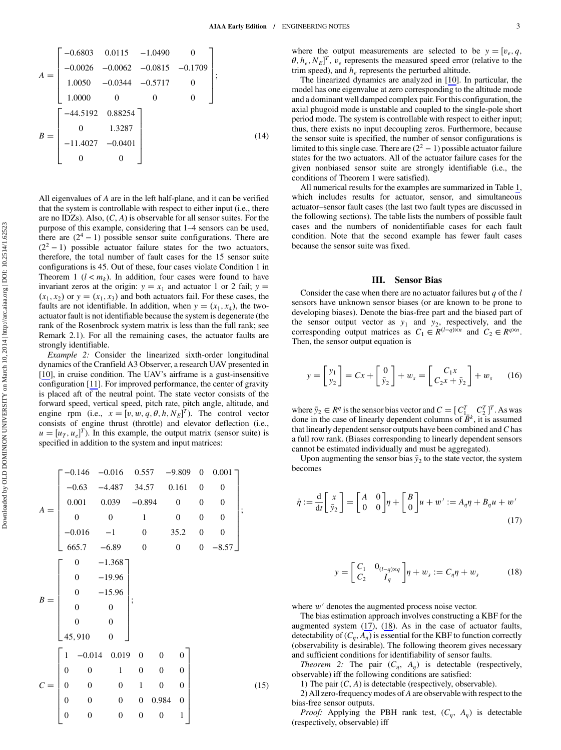$$
A = \begin{bmatrix} -0.6803 & 0.0115 & -1.0490 & 0 \\ -0.0026 & -0.0062 & -0.0815 & -0.1709 \\ 1.0050 & -0.0344 & -0.5717 & 0 \\ 1.0000 & 0 & 0 & 0 \end{bmatrix};
$$

$$
B = \begin{bmatrix} -44.5192 & 0.88254 \\ 0 & 1.3287 \\ -11.4027 & -0.0401 \\ 0 & 0 \end{bmatrix} \tag{14}
$$

All eigenvalues of $A$ are in the left half-plane, and it can be verified that the system is controllable with respect to either input (i.e., there are no IDZs). Also, $(C, A)$ is observable for all sensor suites. For the purpose of this example, considering that 1–4 sensors can be used, there are $(2^4 - 1)$ possible sensor suite configurations. There are $(2^2 - 1)$ possible actuator failure states for the two actuators, therefore, the total number of fault cases for the 15 sensor suite configurations is 45. Out of these, four cases violate Condition 1 in Theorem 1 ($l < m_k$). In addition, four cases were found to have invariant zeros at the origin: $y = x_1$ and actuator 1 or 2 fail; $y = (x_1, x_2)$ or $y = (x_1, x_3)$ and both actuators fail. For these cases, the faults are not identifiable. In addition, when $y = (x_1, x_4)$, the two-actuator fault is not identifiable because the system is degenerate (the rank of the Rosenbrock system matrix is less than the full rank; see Remark 2.1). For all the remaining cases, the actuator faults are strongly identifiable.

*Example 2:* Consider the linearized sixth-order longitudinal dynamics of the Cranfield A3 Observer, a research UAV presented in [10], in cruise condition. The UAV's airframe is a gust-insensitive configuration [11]. For improved performance, the center of gravity is placed aft of the neutral point. The state vector consists of the forward speed, vertical speed, pitch rate, pitch angle, altitude, and engine rpm (i.e., $x = [v, w, q, \theta, h, N_E]^T$). The control vector consists of engine thrust (throttle) and elevator deflection (i.e., $u = [u_T, u_e]^T$). In this example, the output matrix (sensor suite) is specified in addition to the system and input matrices:

$$
A = \begin{bmatrix} -0.146 & -0.016 & 0.557 & -9.809 & 0 & 0.001 \\ -0.63 & -4.487 & 34.57 & 0.161 & 0 & 0 \\ 0.001 & 0.039 & -0.894 & 0 & 0 & 0 \\ 0 & 0 & 1 & 0 & 0 & 0 \\ -0.016 & -1 & 0 & 35.2 & 0 & 0 \\ 665.7 & -6.89 & 0 & 0 & 0 & -8.57 \end{bmatrix};
$$

$$
B = \begin{bmatrix} 0 & -1.368 \\ 0 & -19.96 \\ 0 & -15.96 \\ 0 & 0 \\ 0 & 0 \\ 45,910 & 0 \end{bmatrix};
$$

$$
C = \begin{bmatrix} 1 & -0.014 & 0.019 & 0 & 0 & 0 \\ 0 & 0 & 1 & 0 & 0 & 0 \\ 0 & 0 & 0 & 1 & 0 & 0 \\ 0 & 0 & 0 & 0 & 0.984 & 0 \\ 0 & 0 & 0 & 0 & 0 & 1 \end{bmatrix} \tag{15}
$$

where the output measurements are selected to be $y = [v_e, q, \theta, h_e, N_E]^T$, $v_e$ represents the measured speed error (relative to the trim speed), and $h_e$ represents the perturbed altitude.

The linearized dynamics are analyzed in [10]. In particular, the model has one eigenvalue at zero corresponding to the altitude mode and a dominant well damped complex pair. For this configuration, the axial phugoid mode is unstable and coupled to the single-pole short period mode. The system is controllable with respect to either input; thus, there exists no input decoupling zeros. Furthermore, because the sensor suite is specified, the number of sensor configurations is limited to this single case. There are $(2^2 - 1)$ possible actuator failure states for the two actuators. All of the actuator failure cases for the given nonbiased sensor suite are strongly identifiable (i.e., the conditions of Theorem 1 were satisfied).

All numerical results for the examples are summarized in Table 1, which includes results for actuator, sensor, and simultaneous actuator–sensor fault cases (the last two fault types are discussed in the following sections). The table lists the numbers of possible fault cases and the numbers of nonidentifiable cases for each fault condition. Note that the second example has fewer fault cases because the sensor suite was fixed.

## III. Sensor Bias

Consider the case when there are no actuator failures but $q$ of the $l$ sensors have unknown sensor biases (or are known to be prone to developing biases). Denote the bias-free part and the biased part of the sensor output vector as $y_1$ and $y_2$, respectively, and the corresponding output matrices as $C_1 \in R^{(l-q)\times n}$ and $C_2 \in R^{q\times n}$. Then, the sensor output equation is

$$
y = \begin{bmatrix} y_1 \\ y_2 \end{bmatrix} = Cx + \begin{bmatrix} 0 \\ \bar{y}_2 \end{bmatrix} + w_s = \begin{bmatrix} C_1 x \\ C_2 x + \bar{y}_2 \end{bmatrix} + w_s \tag{16}
$$

where $\bar{y}_2 \in R^q$ is the sensor bias vector and $C = [\,C_1^T \;\; C_2^T\,]^T$. As was done in the case of linearly dependent columns of $\bar{B}^k$, it is assumed that linearly dependent sensor outputs have been combined and $C$ has a full row rank. (Biases corresponding to linearly dependent sensors cannot be estimated individually and must be aggregated).

Upon augmenting the sensor bias $\bar{y}_2$ to the state vector, the system becomes

$$
\dot{\eta} := \frac{\mathrm{d}}{\mathrm{d}t}\begin{bmatrix} x \\ \bar{y}_2 \end{bmatrix} = \begin{bmatrix} A & 0 \\ 0 & 0 \end{bmatrix}\eta + \begin{bmatrix} B \\ 0 \end{bmatrix}u + w' := A_\eta \eta + B_\eta u + w' \tag{17}
$$

$$
y = \begin{bmatrix} C_1 & 0_{(l-q)\times q} \\ C_2 & I_q \end{bmatrix}\eta + w_s := C_\eta \eta + w_s \tag{18}
$$

where $w'$ denotes the augmented process noise vector.

The bias estimation approach involves constructing a KBF for the augmented system (17), (18). As in the case of actuator faults, detectability of $(C_\eta, A_\eta)$ is essential for the KBF to function correctly (observability is desirable). The following theorem gives necessary and sufficient conditions for identifiability of sensor faults.

*Theorem 2:* The pair $(C_\eta, A_\eta)$ is detectable (respectively, observable) iff the following conditions are satisfied:

1) The pair $(C, A)$ is detectable (respectively, observable).

2) All zero-frequency modes of $A$ are observable with respect to the bias-free sensor outputs.

*Proof:* Applying the PBH rank test, $(C_\eta, A_\eta)$ is detectable (respectively, observable) iff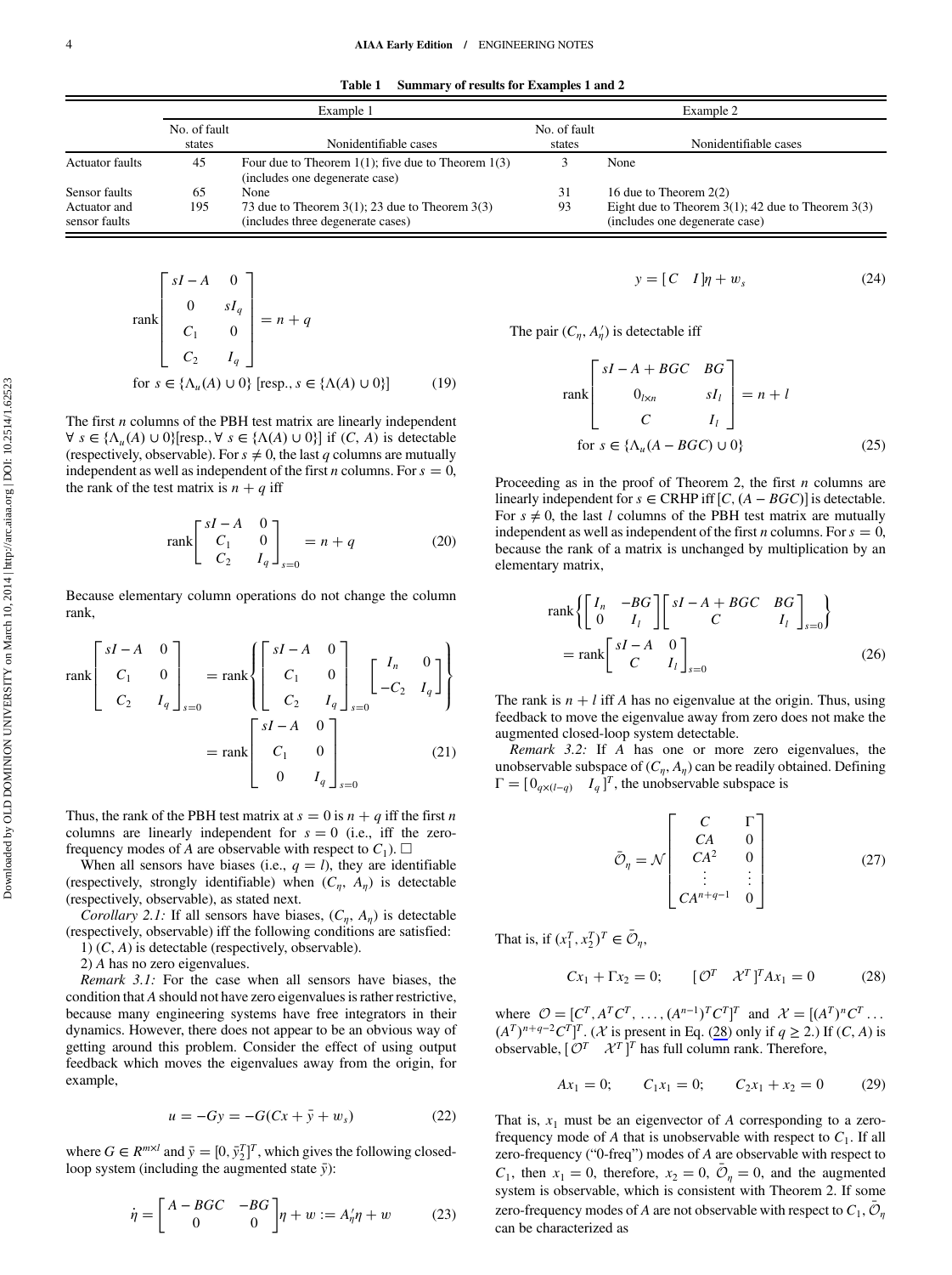**Table 1 Summary of results for Examples 1 and 2**

| | Example 1 | | Example 2 | |
|---|---|---|---|---|
| | No. of fault states | Nonidentifiable cases | No. of fault states | Nonidentifiable cases |
| Actuator faults | 45 | Four due to Theorem 1(1); five due to Theorem 1(3) (includes one degenerate case) | 3 | None |
| Sensor faults | 65 | None | 31 | 16 due to Theorem 2(2) |
| Actuator and sensor faults | 195 | 73 due to Theorem 3(1); 23 due to Theorem 3(3) (includes three degenerate cases) | 93 | Eight due to Theorem 3(1); 42 due to Theorem 3(3) (includes one degenerate case) |

$$\text{rank}\begin{bmatrix} sI-A & 0 \\ 0 & sI_q \\ C_1 & 0 \\ C_2 & I_q \end{bmatrix} = n+q$$

$$\text{for } s \in \{\Lambda_u(A) \cup 0\} \text{ [resp., } s \in \{\Lambda(A) \cup 0\}] \tag{19}$$

The first $n$ columns of the PBH test matrix are linearly independent $\forall\ s \in \{\Lambda_u(A) \cup 0\}$[resp., $\forall\ s \in \{\Lambda(A) \cup 0\}$] if $(C, A)$ is detectable (respectively, observable). For $s \neq 0$, the last $q$ columns are mutually independent as well as independent of the first $n$ columns. For $s = 0$, the rank of the test matrix is $n + q$ iff

$$\text{rank}\begin{bmatrix} sI-A & 0 \\ C_1 & 0 \\ C_2 & I_q \end{bmatrix}_{s=0} = n+q \tag{20}$$

Because elementary column operations do not change the column rank,

$$\text{rank}\begin{bmatrix} sI-A & 0 \\ C_1 & 0 \\ C_2 & I_q \end{bmatrix}_{s=0} = \text{rank}\left\{\begin{bmatrix} sI-A & 0 \\ C_1 & 0 \\ C_2 & I_q \end{bmatrix}_{s=0} \begin{bmatrix} I_n & 0 \\ -C_2 & I_q \end{bmatrix}\right\} = \text{rank}\begin{bmatrix} sI-A & 0 \\ C_1 & 0 \\ 0 & I_q \end{bmatrix}_{s=0} \tag{21}$$

Thus, the rank of the PBH test matrix at $s = 0$ is $n + q$ iff the first $n$ columns are linearly independent for $s = 0$ (i.e., iff the zero-frequency modes of $A$ are observable with respect to $C_1$). □

When all sensors have biases (i.e., $q = l$), they are identifiable (respectively, strongly identifiable) when $(C_\eta, A_\eta)$ is detectable (respectively, observable), as stated next.

*Corollary 2.1:* If all sensors have biases, $(C_\eta, A_\eta)$ is detectable (respectively, observable) iff the following conditions are satisfied:

1) $(C, A)$ is detectable (respectively, observable).

2) $A$ has no zero eigenvalues.

*Remark 3.1:* For the case when all sensors have biases, the condition that $A$ should not have zero eigenvalues is rather restrictive, because many engineering systems have free integrators in their dynamics. However, there does not appear to be an obvious way of getting around this problem. Consider the effect of using output feedback which moves the eigenvalues away from the origin, for example,

$$u = -Gy = -G(Cx + \bar{y} + w_s) \tag{22}$$

where $G \in R^{m\times l}$ and $\bar{y} = [0, \bar{y}_2^T]^T$, which gives the following closed-loop system (including the augmented state $\bar{y}$):

$$\dot{\eta} = \begin{bmatrix} A - BGC & -BG \\ 0 & 0 \end{bmatrix}\eta + w := A'_\eta \eta + w \tag{23}$$

$$y = [C \quad I]\eta + w_s \tag{24}$$

The pair $(C_\eta, A'_\eta)$ is detectable iff

$$\text{rank}\begin{bmatrix} sI - A + BGC & BG \\ 0_{l\times n} & sI_l \\ C & I_l \end{bmatrix} = n + l$$

$$\text{for } s \in \{\Lambda_u(A - BGC) \cup 0\} \tag{25}$$

Proceeding as in the proof of Theorem 2, the first $n$ columns are linearly independent for $s \in$ CRHP iff $[C, (A - BGC)]$ is detectable. For $s \neq 0$, the last $l$ columns of the PBH test matrix are mutually independent as well as independent of the first $n$ columns. For $s = 0$, because the rank of a matrix is unchanged by multiplication by an elementary matrix,

$$\text{rank}\left\{\begin{bmatrix} I_n & -BG \\ 0 & I_l \end{bmatrix}\begin{bmatrix} sI - A + BGC & BG \\ C & I_l \end{bmatrix}_{s=0}\right\} = \text{rank}\begin{bmatrix} sI - A & 0 \\ C & I_l \end{bmatrix}_{s=0} \tag{26}$$

The rank is $n + l$ iff $A$ has no eigenvalue at the origin. Thus, using feedback to move the eigenvalue away from zero does not make the augmented closed-loop system detectable.

*Remark 3.2:* If $A$ has one or more zero eigenvalues, the unobservable subspace of $(C_\eta, A_\eta)$ can be readily obtained. Defining $\Gamma = [0_{q\times(l-q)} \quad I_q]^T$, the unobservable subspace is

$$\bar{\mathcal{O}}_\eta = \mathcal{N}\begin{bmatrix} C & \Gamma \\ CA & 0 \\ CA^2 & 0 \\ \vdots & \vdots \\ CA^{n+q-1} & 0 \end{bmatrix} \tag{27}$$

That is, if $(x_1^T, x_2^T)^T \in \bar{\mathcal{O}}_\eta$,

$$Cx_1 + \Gamma x_2 = 0; \qquad [\mathcal{O}^T \quad \mathcal{X}^T]^T A x_1 = 0 \tag{28}$$

where $\mathcal{O} = [C^T, A^TC^T, \ldots, (A^{n-1})^TC^T]^T$ and $\mathcal{X} = [(A^T)^n C^T \ldots (A^T)^{n+q-2}C^T]^T$. ($\mathcal{X}$ is present in Eq. (28) only if $q \geq 2$.) If $(C, A)$ is observable, $[\mathcal{O}^T \quad \mathcal{X}^T]^T$ has full column rank. Therefore,

$$Ax_1 = 0; \qquad C_1 x_1 = 0; \qquad C_2 x_1 + x_2 = 0 \tag{29}$$

That is, $x_1$ must be an eigenvector of $A$ corresponding to a zero-frequency mode of $A$ that is unobservable with respect to $C_1$. If all zero-frequency ("0-freq") modes of $A$ are observable with respect to $C_1$, then $x_1 = 0$, therefore, $x_2 = 0$, $\bar{\mathcal{O}}_\eta = 0$, and the augmented system is observable, which is consistent with Theorem 2. If some zero-frequency modes of $A$ are not observable with respect to $C_1$, $\bar{\mathcal{O}}_\eta$ can be characterized as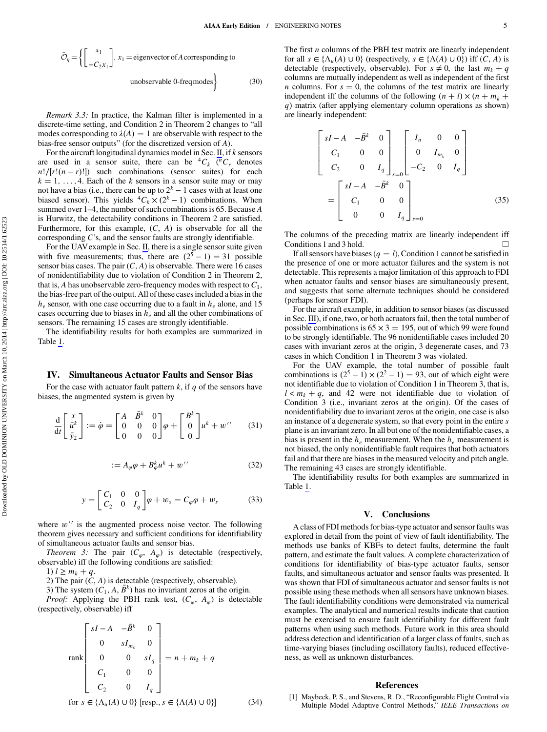$$\bar{\mathcal{O}}_\eta = \left\{ \begin{bmatrix} x_1 \\ -C_2 x_1 \end{bmatrix}, \; x_1 = \text{eigenvector of } A \text{ corresponding to unobservable 0-freq modes} \right\} \tag{30}$$

*Remark 3.3:* In practice, the Kalman filter is implemented in a discrete-time setting, and Condition 2 in Theorem 2 changes to "all modes corresponding to $\lambda(A) = 1$ are observable with respect to the bias-free sensor outputs" (for the discretized version of $A$).

For the aircraft longitudinal dynamics model in Sec. II, if $k$ sensors are used in a sensor suite, there can be ${}^4C_k$ (${}^nC_r$ denotes $n!/[r!(n-r)!]$) such combinations (sensor suites) for each $k = 1, \ldots, 4$. Each of the $k$ sensors in a sensor suite may or may not have a bias (i.e., there can be up to $2^k - 1$ cases with at least one biased sensor). This yields ${}^4C_k \times (2^k - 1)$ combinations. When summed over 1–4, the number of such combinations is 65. Because $A$ is Hurwitz, the detectability conditions in Theorem 2 are satisfied. Furthermore, for this example, $(C, A)$ is observable for all the corresponding $C$'s, and the sensor faults are strongly identifiable.

For the UAV example in Sec. II, there is a single sensor suite given with five measurements; thus, there are $(2^5 - 1) = 31$ possible sensor bias cases. The pair $(C, A)$ is observable. There were 16 cases of nonidentifiability due to violation of Condition 2 in Theorem 2, that is, $A$ has unobservable zero-frequency modes with respect to $C_1$, the bias-free part of the output. All of these cases included a bias in the $h_e$ sensor, with one case occurring due to a fault in $h_e$ alone, and 15 cases occurring due to biases in $h_e$ and all the other combinations of sensors. The remaining 15 cases are strongly identifiable.

The identifiability results for both examples are summarized in Table 1.

## IV. Simultaneous Actuator Faults and Sensor Bias

For the case with actuator fault pattern $k$, if $q$ of the sensors have biases, the augmented system is given by

$$\frac{\mathrm{d}}{\mathrm{d}t}\begin{bmatrix} x \\ \bar{u}^k \\ \bar{y}_2 \end{bmatrix} := \dot{\varphi} = \begin{bmatrix} A & \bar{B}^k & 0 \\ 0 & 0 & 0 \\ 0 & 0 & 0 \end{bmatrix}\varphi + \begin{bmatrix} B^k \\ 0 \\ 0 \end{bmatrix} u^k + w'' \tag{31}$$

$$:= A_\varphi \varphi + B_\varphi^k u^k + w'' \tag{32}$$

$$y = \begin{bmatrix} C_1 & 0 & 0 \\ C_2 & 0 & I_q \end{bmatrix}\varphi + w_s = C_\varphi \varphi + w_s \tag{33}$$

where $w''$ is the augmented process noise vector. The following theorem gives necessary and sufficient conditions for identifiability of simultaneous actuator faults and sensor bias.

*Theorem 3:* The pair $(C_\varphi, A_\varphi)$ is detectable (respectively, observable) iff the following conditions are satisfied:

1) $l \geq m_k + q$.

2) The pair $(C, A)$ is detectable (respectively, observable).

3) The system $(C_1, A, \bar{B}^k)$ has no invariant zeros at the origin.

*Proof:* Applying the PBH rank test, $(C_\varphi, A_\varphi)$ is detectable (respectively, observable) iff

$$\text{rank}\begin{bmatrix} sI - A & -\bar{B}^k & 0 \\ 0 & sI_{m_k} & 0 \\ 0 & 0 & sI_q \\ C_1 & 0 & 0 \\ C_2 & 0 & I_q \end{bmatrix} = n + m_k + q$$

$$\text{for } s \in \{\Lambda_u(A) \cup 0\} \; [\text{resp., } s \in \{\Lambda(A) \cup 0\}] \tag{34}$$

The first $n$ columns of the PBH test matrix are linearly independent for all $s \in \{\Lambda_u(A) \cup 0\}$ (respectively, $s \in \{\Lambda(A) \cup 0\}$) iff $(C, A)$ is detectable (respectively, observable). For $s \neq 0$, the last $m_k + q$ columns are mutually independent as well as independent of the first $n$ columns. For $s = 0$, the columns of the test matrix are linearly independent iff the columns of the following $(n + l) \times (n + m_k + q)$ matrix (after applying elementary column operations as shown) are linearly independent:

$$\begin{bmatrix} sI - A & -\bar{B}^k & 0 \\ C_1 & 0 & 0 \\ C_2 & 0 & I_q \end{bmatrix}_{s=0} \begin{bmatrix} I_n & 0 & 0 \\ 0 & I_{m_k} & 0 \\ -C_2 & 0 & I_q \end{bmatrix} = \begin{bmatrix} sI - A & -\bar{B}^k & 0 \\ C_1 & 0 & 0 \\ 0 & 0 & I_q \end{bmatrix}_{s=0} \tag{35}$$

The columns of the preceding matrix are linearly independent iff Conditions 1 and 3 hold. □

If all sensors have biases ($q = l$), Condition 1 cannot be satisfied in the presence of one or more actuator failures and the system is not detectable. This represents a major limitation of this approach to FDI when actuator faults and sensor biases are simultaneously present, and suggests that some alternate techniques should be considered (perhaps for sensor FDI).

For the aircraft example, in addition to sensor biases (as discussed in Sec. III), if one, two, or both actuators fail, then the total number of possible combinations is $65 \times 3 = 195$, out of which 99 were found to be strongly identifiable. The 96 nonidentifiable cases included 20 cases with invariant zeros at the origin, 3 degenerate cases, and 73 cases in which Condition 1 in Theorem 3 was violated.

For the UAV example, the total number of possible fault combinations is $(2^5 - 1) \times (2^2 - 1) = 93$, out of which eight were not identifiable due to violation of Condition 1 in Theorem 3, that is, $l < m_k + q$, and 42 were not identifiable due to violation of Condition 3 (i.e., invariant zeros at the origin). Of the cases of nonidentifiability due to invariant zeros at the origin, one case is also an instance of a degenerate system, so that every point in the entire $s$ plane is an invariant zero. In all but one of the nonidentifiable cases, a bias is present in the $h_e$ measurement. When the $h_e$ measurement is not biased, the only nonidentifiable fault requires that both actuators fail and that there are biases in the measured velocity and pitch angle. The remaining 43 cases are strongly identifiable.

The identifiability results for both examples are summarized in Table 1.

## V. Conclusions

A class of FDI methods for bias-type actuator and sensor faults was explored in detail from the point of view of fault identifiability. The methods use banks of KBFs to detect faults, determine the fault pattern, and estimate the fault values. A complete characterization of conditions for identifiability of bias-type actuator faults, sensor faults, and simultaneous actuator and sensor faults was presented. It was shown that FDI of simultaneous actuator and sensor faults is not possible using these methods when all sensors have unknown biases. The fault identifiability conditions were demonstrated via numerical examples. The analytical and numerical results indicate that caution must be exercised to ensure fault identifiability for different fault patterns when using such methods. Future work in this area should address detection and identification of a larger class of faults, such as time-varying biases (including oscillatory faults), reduced effectiveness, as well as unknown disturbances.

## References

[1] Maybeck, P. S., and Stevens, R. D., "Reconfigurable Flight Control via Multiple Model Adaptive Control Methods," *IEEE Transactions on*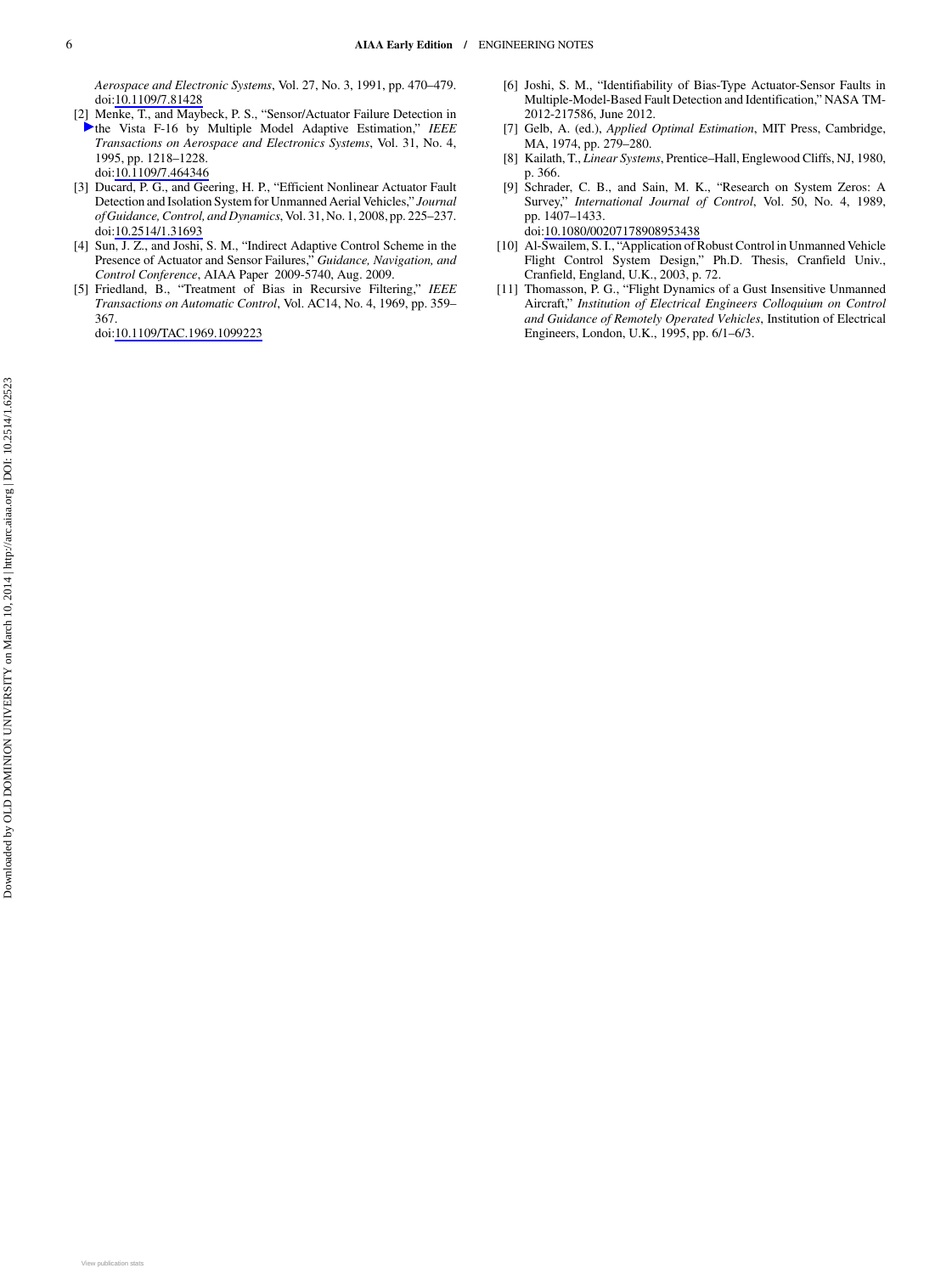*Aerospace and Electronic Systems*, Vol. 27, No. 3, 1991, pp. 470–479. doi:10.1109/7.81428

[2] Menke, T., and Maybeck, P. S., "Sensor/Actuator Failure Detection in the Vista F-16 by Multiple Model Adaptive Estimation," *IEEE Transactions on Aerospace and Electronics Systems*, Vol. 31, No. 4, 1995, pp. 1218–1228. doi:10.1109/7.464346

[3] Ducard, P. G., and Geering, H. P., "Efficient Nonlinear Actuator Fault Detection and Isolation System for Unmanned Aerial Vehicles," *Journal of Guidance, Control, and Dynamics*, Vol. 31, No. 1, 2008, pp. 225–237. doi:10.2514/1.31693

[4] Sun, J. Z., and Joshi, S. M., "Indirect Adaptive Control Scheme in the Presence of Actuator and Sensor Failures," *Guidance, Navigation, and Control Conference*, AIAA Paper 2009-5740, Aug. 2009.

[5] Friedland, B., "Treatment of Bias in Recursive Filtering," *IEEE Transactions on Automatic Control*, Vol. AC14, No. 4, 1969, pp. 359–367. doi:10.1109/TAC.1969.1099223

[6] Joshi, S. M., "Identifiability of Bias-Type Actuator-Sensor Faults in Multiple-Model-Based Fault Detection and Identification," NASA TM-2012-217586, June 2012.

[7] Gelb, A. (ed.), *Applied Optimal Estimation*, MIT Press, Cambridge, MA, 1974, pp. 279–280.

[8] Kailath, T., *Linear Systems*, Prentice–Hall, Englewood Cliffs, NJ, 1980, p. 366.

[9] Schrader, C. B., and Sain, M. K., "Research on System Zeros: A Survey," *International Journal of Control*, Vol. 50, No. 4, 1989, pp. 1407–1433. doi:10.1080/00207178908953438

[10] Al-Swailem, S. I., "Application of Robust Control in Unmanned Vehicle Flight Control System Design," Ph.D. Thesis, Cranfield Univ., Cranfield, England, U.K., 2003, p. 72.

[11] Thomasson, P. G., "Flight Dynamics of a Gust Insensitive Unmanned Aircraft," *Institution of Electrical Engineers Colloquium on Control and Guidance of Remotely Operated Vehicles*, Institution of Electrical Engineers, London, U.K., 1995, pp. 6/1–6/3.